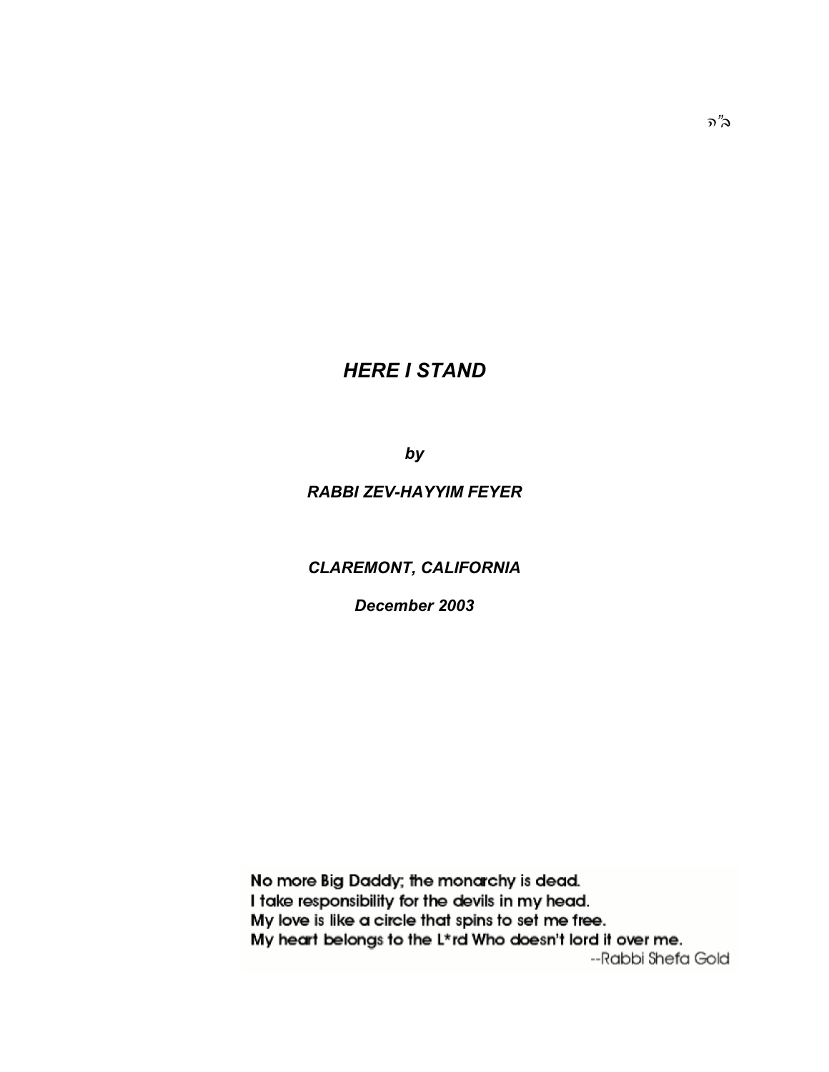ב"ה

# *HERE I STAND*

***by***

***RABBI ZEV-HAYYIM FEYER***

***CLAREMONT, CALIFORNIA***

***December 2003***

**No more Big Daddy; the monarchy is dead.**
**I take responsibility for the devils in my head.**
**My love is like a circle that spins to set me free.**
**My heart belongs to the L*rd Who doesn't lord it over me.**

--Rabbi Shefa Gold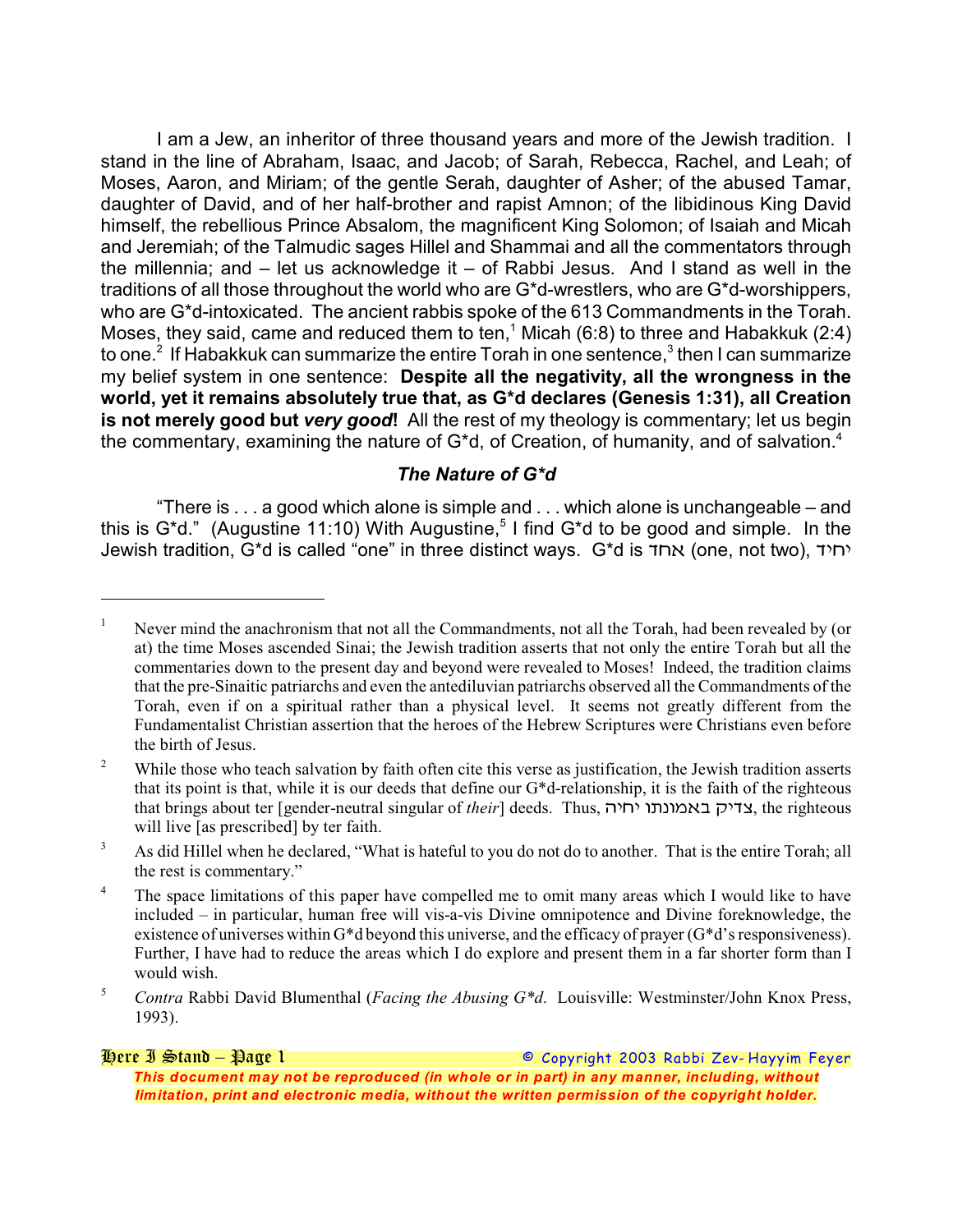I am a Jew, an inheritor of three thousand years and more of the Jewish tradition. I stand in the line of Abraham, Isaac, and Jacob; of Sarah, Rebecca, Rachel, and Leah; of Moses, Aaron, and Miriam; of the gentle Serah, daughter of Asher; of the abused Tamar, daughter of David, and of her half-brother and rapist Amnon; of the libidinous King David himself, the rebellious Prince Absalom, the magnificent King Solomon; of Isaiah and Micah and Jeremiah; of the Talmudic sages Hillel and Shammai and all the commentators through the millennia; and – let us acknowledge it – of Rabbi Jesus. And I stand as well in the traditions of all those throughout the world who are G*d-wrestlers, who are G*d-worshippers, who are G*d-intoxicated. The ancient rabbis spoke of the 613 Commandments in the Torah. Moses, they said, came and reduced them to ten,[1] Micah (6:8) to three and Habakkuk (2:4) to one.[2] If Habakkuk can summarize the entire Torah in one sentence,[3] then I can summarize my belief system in one sentence: **Despite all the negativity, all the wrongness in the world, yet it remains absolutely true that, as G*d declares (Genesis 1:31), all Creation is not merely good but *very good*!** All the rest of my theology is commentary; let us begin the commentary, examining the nature of G*d, of Creation, of humanity, and of salvation.[4]

### *The Nature of G*d*

"There is . . . a good which alone is simple and . . . which alone is unchangeable – and this is G*d." (Augustine 11:10) With Augustine,[5] I find G*d to be good and simple. In the Jewish tradition, G*d is called "one" in three distinct ways. G*d is אחד (one, not two), יחיד

---

[1] Never mind the anachronism that not all the Commandments, not all the Torah, had been revealed by (or at) the time Moses ascended Sinai; the Jewish tradition asserts that not only the entire Torah but all the commentaries down to the present day and beyond were revealed to Moses! Indeed, the tradition claims that the pre-Sinaitic patriarchs and even the antediluvian patriarchs observed all the Commandments of the Torah, even if on a spiritual rather than a physical level. It seems not greatly different from the Fundamentalist Christian assertion that the heroes of the Hebrew Scriptures were Christians even before the birth of Jesus.

[2] While those who teach salvation by faith often cite this verse as justification, the Jewish tradition asserts that its point is that, while it is our deeds that define our G*d-relationship, it is the faith of the righteous that brings about ter [gender-neutral singular of *their*] deeds. Thus, צדיק באמונתו יחיה, the righteous will live [as prescribed] by ter faith.

[3] As did Hillel when he declared, "What is hateful to you do not do to another. That is the entire Torah; all the rest is commentary."

[4] The space limitations of this paper have compelled me to omit many areas which I would like to have included – in particular, human free will vis-a-vis Divine omnipotence and Divine foreknowledge, the existence of universes within G*d beyond this universe, and the efficacy of prayer (G*d's responsiveness). Further, I have had to reduce the areas which I do explore and present them in a far shorter form than I would wish.

[5] *Contra* Rabbi David Blumenthal (*Facing the Abusing G*d*. Louisville: Westminster/John Knox Press, 1993).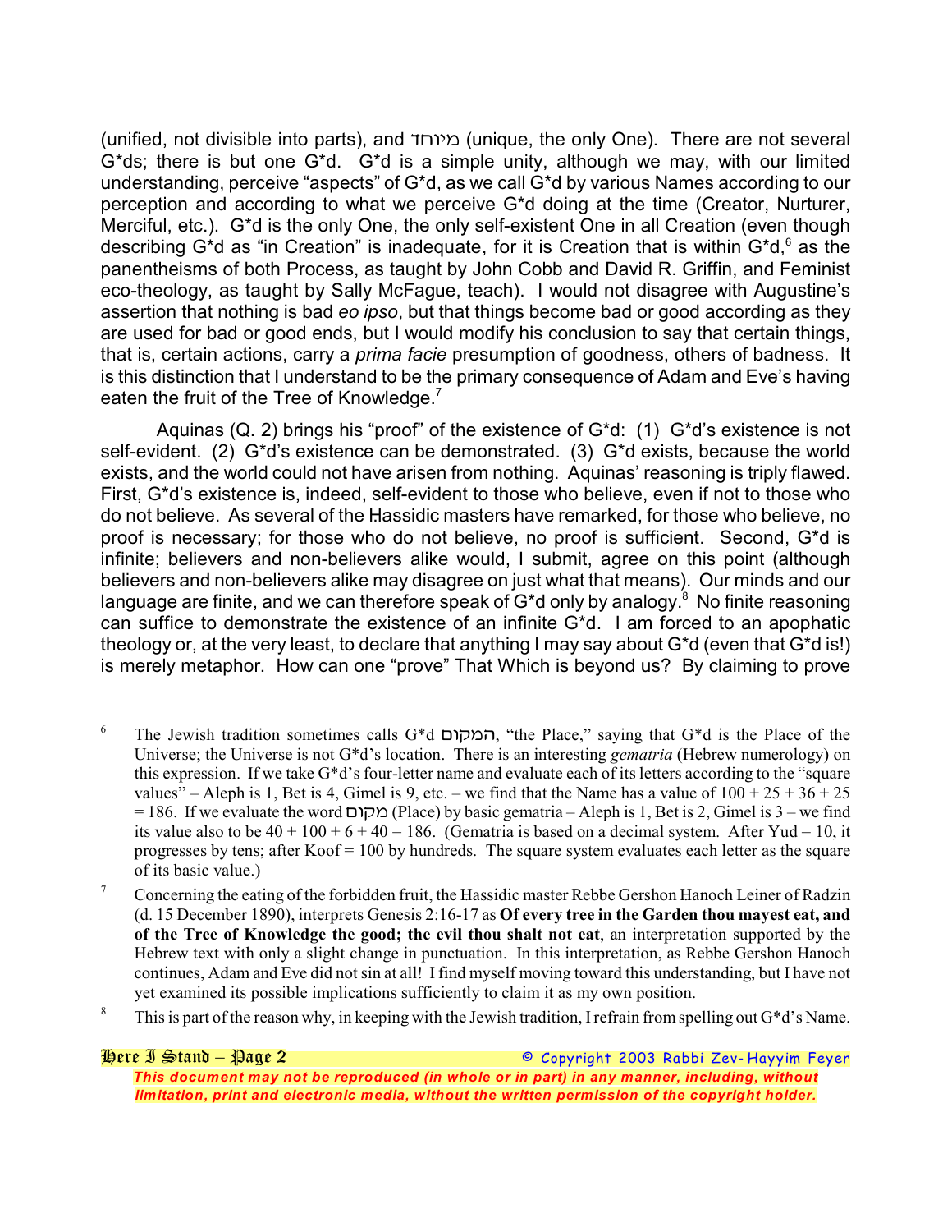(unified, not divisible into parts), and מיוחד (unique, the only One). There are not several G*ds; there is but one G*d. G*d is a simple unity, although we may, with our limited understanding, perceive "aspects" of G*d, as we call G*d by various Names according to our perception and according to what we perceive G*d doing at the time (Creator, Nurturer, Merciful, etc.). G*d is the only One, the only self-existent One in all Creation (even though describing G*d as "in Creation" is inadequate, for it is Creation that is within G*d,[6] as the panentheisms of both Process, as taught by John Cobb and David R. Griffin, and Feminist eco-theology, as taught by Sally McFague, teach). I would not disagree with Augustine's assertion that nothing is bad *eo ipso*, but that things become bad or good according as they are used for bad or good ends, but I would modify his conclusion to say that certain things, that is, certain actions, carry a *prima facie* presumption of goodness, others of badness. It is this distinction that I understand to be the primary consequence of Adam and Eve's having eaten the fruit of the Tree of Knowledge.[7]

Aquinas (Q. 2) brings his "proof" of the existence of G*d: (1) G*d's existence is not self-evident. (2) G*d's existence can be demonstrated. (3) G*d exists, because the world exists, and the world could not have arisen from nothing. Aquinas' reasoning is triply flawed. First, G*d's existence is, indeed, self-evident to those who believe, even if not to those who do not believe. As several of the Ḥassidic masters have remarked, for those who believe, no proof is necessary; for those who do not believe, no proof is sufficient. Second, G*d is infinite; believers and non-believers alike would, I submit, agree on this point (although believers and non-believers alike may disagree on just what that means). Our minds and our language are finite, and we can therefore speak of G*d only by analogy.[8] No finite reasoning can suffice to demonstrate the existence of an infinite G*d. I am forced to an apophatic theology or, at the very least, to declare that anything I may say about G*d (even that G*d is!) is merely metaphor. How can one "prove" That Which is beyond us? By claiming to prove

---

[6] The Jewish tradition sometimes calls G*d המקום, "the Place," saying that G*d is the Place of the Universe; the Universe is not G*d's location. There is an interesting *gematria* (Hebrew numerology) on this expression. If we take G*d's four-letter name and evaluate each of its letters according to the "square values" – Aleph is 1, Bet is 4, Gimel is 9, etc. – we find that the Name has a value of 100 + 25 + 36 + 25 = 186. If we evaluate the word מקום (Place) by basic gematria – Aleph is 1, Bet is 2, Gimel is 3 – we find its value also to be 40 + 100 + 6 + 40 = 186. (Gematria is based on a decimal system. After Yud = 10, it progresses by tens; after Koof = 100 by hundreds. The square system evaluates each letter as the square of its basic value.)

[7] Concerning the eating of the forbidden fruit, the Ḥassidic master Rebbe Gershon Ḥanoch Leiner of Radzin (d. 15 December 1890), interprets Genesis 2:16-17 as **Of every tree in the Garden thou mayest eat, and of the Tree of Knowledge the good; the evil thou shalt not eat**, an interpretation supported by the Hebrew text with only a slight change in punctuation. In this interpretation, as Rebbe Gershon Ḥanoch continues, Adam and Eve did not sin at all! I find myself moving toward this understanding, but I have not yet examined its possible implications sufficiently to claim it as my own position.

[8] This is part of the reason why, in keeping with the Jewish tradition, I refrain from spelling out G*d's Name.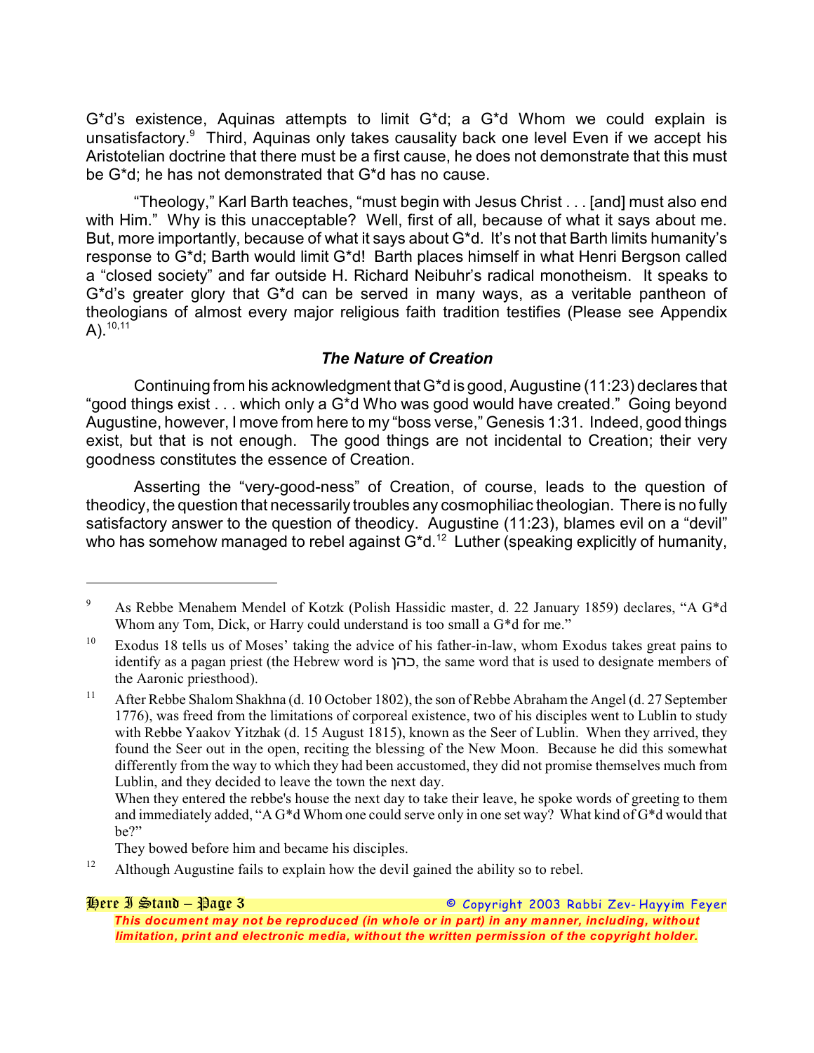G*d's existence, Aquinas attempts to limit G*d; a G*d Whom we could explain is unsatisfactory.[9] Third, Aquinas only takes causality back one level Even if we accept his Aristotelian doctrine that there must be a first cause, he does not demonstrate that this must be G*d; he has not demonstrated that G*d has no cause.

"Theology," Karl Barth teaches, "must begin with Jesus Christ . . . [and] must also end with Him." Why is this unacceptable? Well, first of all, because of what it says about me. But, more importantly, because of what it says about G*d. It's not that Barth limits humanity's response to G*d; Barth would limit G*d! Barth places himself in what Henri Bergson called a "closed society" and far outside H. Richard Neibuhr's radical monotheism. It speaks to G*d's greater glory that G*d can be served in many ways, as a veritable pantheon of theologians of almost every major religious faith tradition testifies (Please see Appendix A).[10,11]

### *The Nature of Creation*

Continuing from his acknowledgment that G*d is good, Augustine (11:23) declares that "good things exist . . . which only a G*d Who was good would have created." Going beyond Augustine, however, I move from here to my "boss verse," Genesis 1:31. Indeed, good things exist, but that is not enough. The good things are not incidental to Creation; their very goodness constitutes the essence of Creation.

Asserting the "very-good-ness" of Creation, of course, leads to the question of theodicy, the question that necessarily troubles any cosmophiliac theologian. There is no fully satisfactory answer to the question of theodicy. Augustine (11:23), blames evil on a "devil" who has somehow managed to rebel against G*d.[12] Luther (speaking explicitly of humanity,

---

[9] As Rebbe Menaḥem Mendel of Kotzk (Polish Hassidic master, d. 22 January 1859) declares, "A G*d Whom any Tom, Dick, or Harry could understand is too small a G*d for me."

[10] Exodus 18 tells us of Moses' taking the advice of his father-in-law, whom Exodus takes great pains to identify as a pagan priest (the Hebrew word is כהן, the same word that is used to designate members of the Aaronic priesthood).

[11] After Rebbe Shalom Shakhna (d. 10 October 1802), the son of Rebbe Abraham the Angel (d. 27 September 1776), was freed from the limitations of corporeal existence, two of his disciples went to Lublin to study with Rebbe Yaakov Yitzḥak (d. 15 August 1815), known as the Seer of Lublin. When they arrived, they found the Seer out in the open, reciting the blessing of the New Moon. Because he did this somewhat differently from the way to which they had been accustomed, they did not promise themselves much from Lublin, and they decided to leave the town the next day.
When they entered the rebbe's house the next day to take their leave, he spoke words of greeting to them and immediately added, "A G*d Whom one could serve only in one set way? What kind of G*d would that be?"
They bowed before him and became his disciples.

[12] Although Augustine fails to explain how the devil gained the ability so to rebel.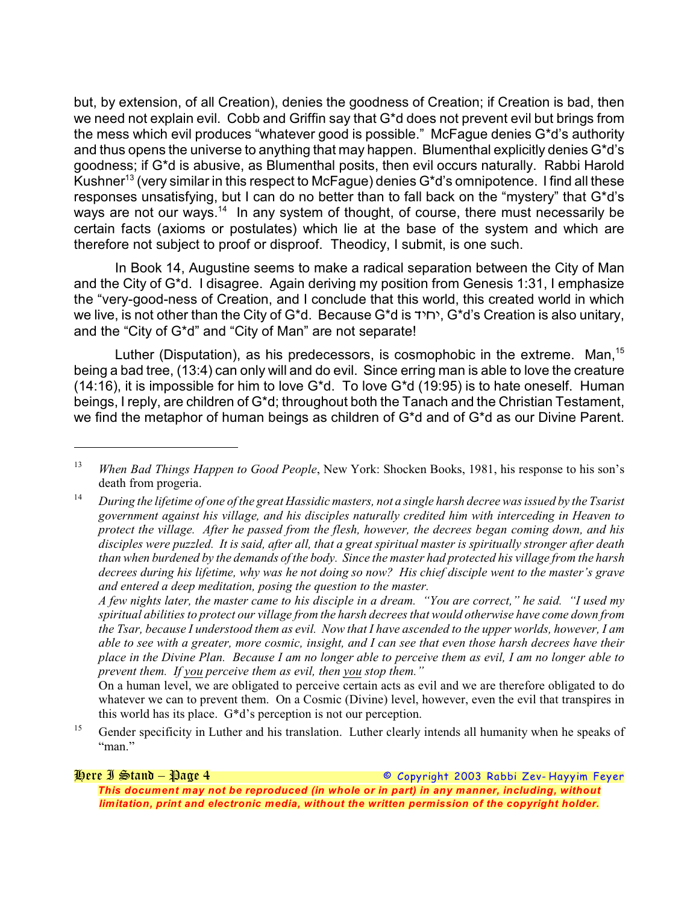but, by extension, of all Creation), denies the goodness of Creation; if Creation is bad, then we need not explain evil. Cobb and Griffin say that G*d does not prevent evil but brings from the mess which evil produces "whatever good is possible." McFague denies G*d's authority and thus opens the universe to anything that may happen. Blumenthal explicitly denies G*d's goodness; if G*d is abusive, as Blumenthal posits, then evil occurs naturally. Rabbi Harold Kushner[13] (very similar in this respect to McFague) denies G*d's omnipotence. I find all these responses unsatisfying, but I can do no better than to fall back on the "mystery" that G*d's ways are not our ways.[14] In any system of thought, of course, there must necessarily be certain facts (axioms or postulates) which lie at the base of the system and which are therefore not subject to proof or disproof. Theodicy, I submit, is one such.

In Book 14, Augustine seems to make a radical separation between the City of Man and the City of G*d. I disagree. Again deriving my position from Genesis 1:31, I emphasize the "very-good-ness of Creation, and I conclude that this world, this created world in which we live, is not other than the City of G*d. Because G*d is יחיד, G*d's Creation is also unitary, and the "City of G*d" and "City of Man" are not separate!

Luther (Disputation), as his predecessors, is cosmophobic in the extreme. Man,[15] being a bad tree, (13:4) can only will and do evil. Since erring man is able to love the creature (14:16), it is impossible for him to love G*d. To love G*d (19:95) is to hate oneself. Human beings, I reply, are children of G*d; throughout both the Tanach and the Christian Testament, we find the metaphor of human beings as children of G*d and of G*d as our Divine Parent.

---

[13] *When Bad Things Happen to Good People*, New York: Shocken Books, 1981, his response to his son's death from progeria.

[14] *During the lifetime of one of the great Hassidic masters, not a single harsh decree was issued by the Tsarist government against his village, and his disciples naturally credited him with interceding in Heaven to protect the village. After he passed from the flesh, however, the decrees began coming down, and his disciples were puzzled. It is said, after all, that a great spiritual master is spiritually stronger after death than when burdened by the demands of the body. Since the master had protected his village from the harsh decrees during his lifetime, why was he not doing so now? His chief disciple went to the master's grave and entered a deep meditation, posing the question to the master.*

*A few nights later, the master came to his disciple in a dream. "You are correct," he said. "I used my spiritual abilities to protect our village from the harsh decrees that would otherwise have come down from the Tsar, because I understood them as evil. Now that I have ascended to the upper worlds, however, I am able to see with a greater, more cosmic, insight, and I can see that even those harsh decrees have their place in the Divine Plan. Because I am no longer able to perceive them as evil, I am no longer able to prevent them. If you perceive them as evil, then you stop them."*

On a human level, we are obligated to perceive certain acts as evil and we are therefore obligated to do whatever we can to prevent them. On a Cosmic (Divine) level, however, even the evil that transpires in this world has its place. G*d's perception is not our perception.

[15] Gender specificity in Luther and his translation. Luther clearly intends all humanity when he speaks of "man."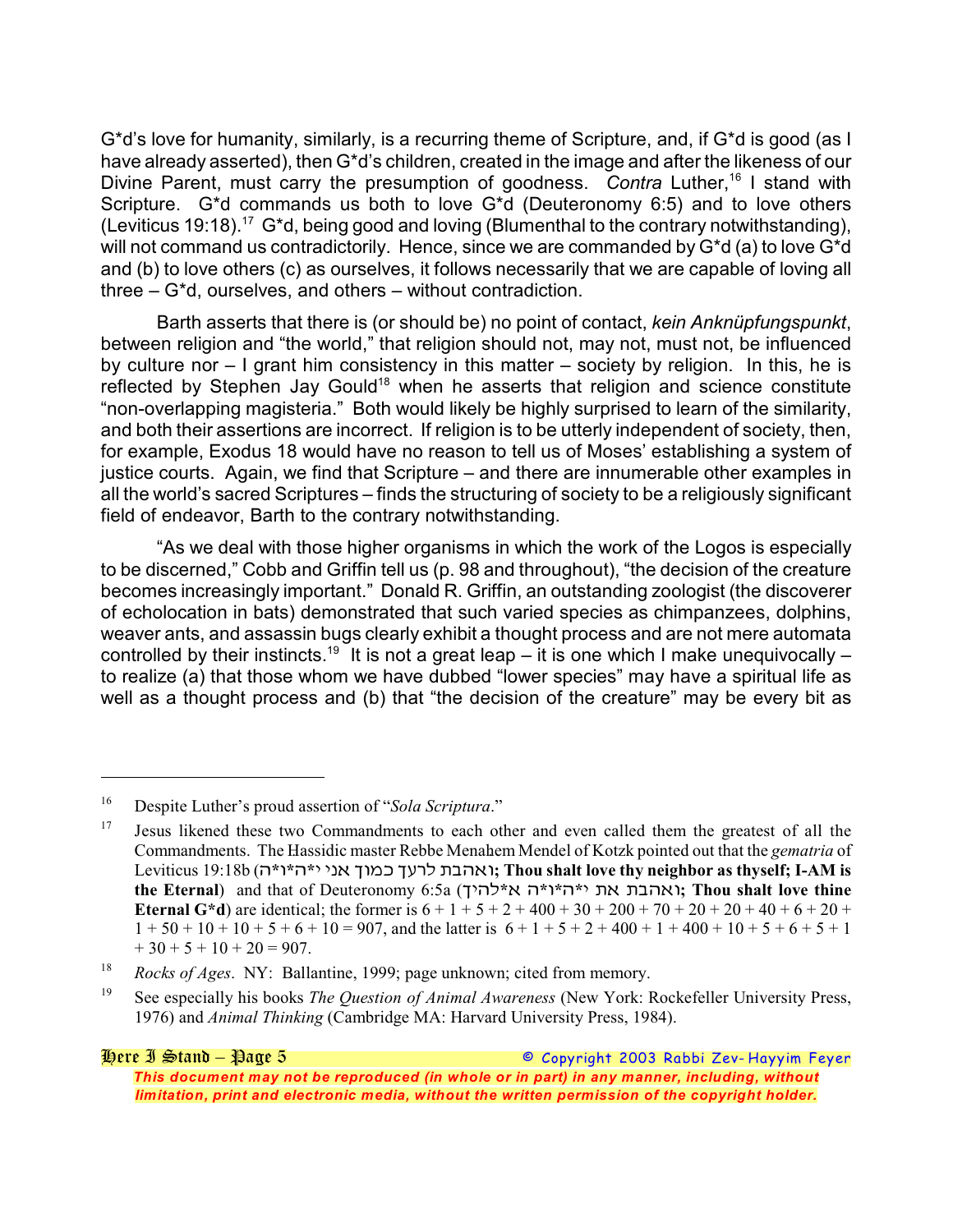G*d's love for humanity, similarly, is a recurring theme of Scripture, and, if G*d is good (as I have already asserted), then G*d's children, created in the image and after the likeness of our Divine Parent, must carry the presumption of goodness. *Contra* Luther,[16] I stand with Scripture. G*d commands us both to love G*d (Deuteronomy 6:5) and to love others (Leviticus 19:18).[17] G*d, being good and loving (Blumenthal to the contrary notwithstanding), will not command us contradictorily. Hence, since we are commanded by G*d (a) to love G*d and (b) to love others (c) as ourselves, it follows necessarily that we are capable of loving all three – G*d, ourselves, and others – without contradiction.

Barth asserts that there is (or should be) no point of contact, *kein Anknüpfungspunkt*, between religion and "the world," that religion should not, may not, must not, be influenced by culture nor – I grant him consistency in this matter – society by religion. In this, he is reflected by Stephen Jay Gould[18] when he asserts that religion and science constitute "non-overlapping magisteria." Both would likely be highly surprised to learn of the similarity, and both their assertions are incorrect. If religion is to be utterly independent of society, then, for example, Exodus 18 would have no reason to tell us of Moses' establishing a system of justice courts. Again, we find that Scripture – and there are innumerable other examples in all the world's sacred Scriptures – finds the structuring of society to be a religiously significant field of endeavor, Barth to the contrary notwithstanding.

"As we deal with those higher organisms in which the work of the Logos is especially to be discerned," Cobb and Griffin tell us (p. 98 and throughout), "the decision of the creature becomes increasingly important." Donald R. Griffin, an outstanding zoologist (the discoverer of echolocation in bats) demonstrated that such varied species as chimpanzees, dolphins, weaver ants, and assassin bugs clearly exhibit a thought process and are not mere automata controlled by their instincts.[19] It is not a great leap – it is one which I make unequivocally – to realize (a) that those whom we have dubbed "lower species" may have a spiritual life as well as a thought process and (b) that "the decision of the creature" may be every bit as

---

[16] Despite Luther's proud assertion of "*Sola Scriptura*."

[17] Jesus likened these two Commandments to each other and even called them the greatest of all the Commandments. The Ḥassidic master Rebbe Menaḥem Mendel of Kotzk pointed out that the *gematria* of Leviticus 19:18b (ואהבת לרעך כמוך אני י*ה*ו*ה; **Thou shalt love thy neighbor as thyself; I-AM is the Eternal**) and that of Deuteronomy 6:5a (ואהבת את י*ה*ו*ה א*להיך; **Thou shalt love thine Eternal G*d**) are identical; the former is 6 + 1 + 5 + 2 + 400 + 30 + 200 + 70 + 20 + 20 + 40 + 6 + 20 + 1 + 50 + 10 + 10 + 5 + 6 + 10 = 907, and the latter is 6 + 1 + 5 + 2 + 400 + 1 + 400 + 10 + 5 + 6 + 5 + 1 + 30 + 5 + 10 + 20 = 907.

[18] *Rocks of Ages*. NY: Ballantine, 1999; page unknown; cited from memory.

[19] See especially his books *The Question of Animal Awareness* (New York: Rockefeller University Press, 1976) and *Animal Thinking* (Cambridge MA: Harvard University Press, 1984).

© Copyright 2003 Rabbi Zev-Hayyim Feyer
*This document may not be reproduced (in whole or in part) in any manner, including, without limitation, print and electronic media, without the written permission of the copyright holder.*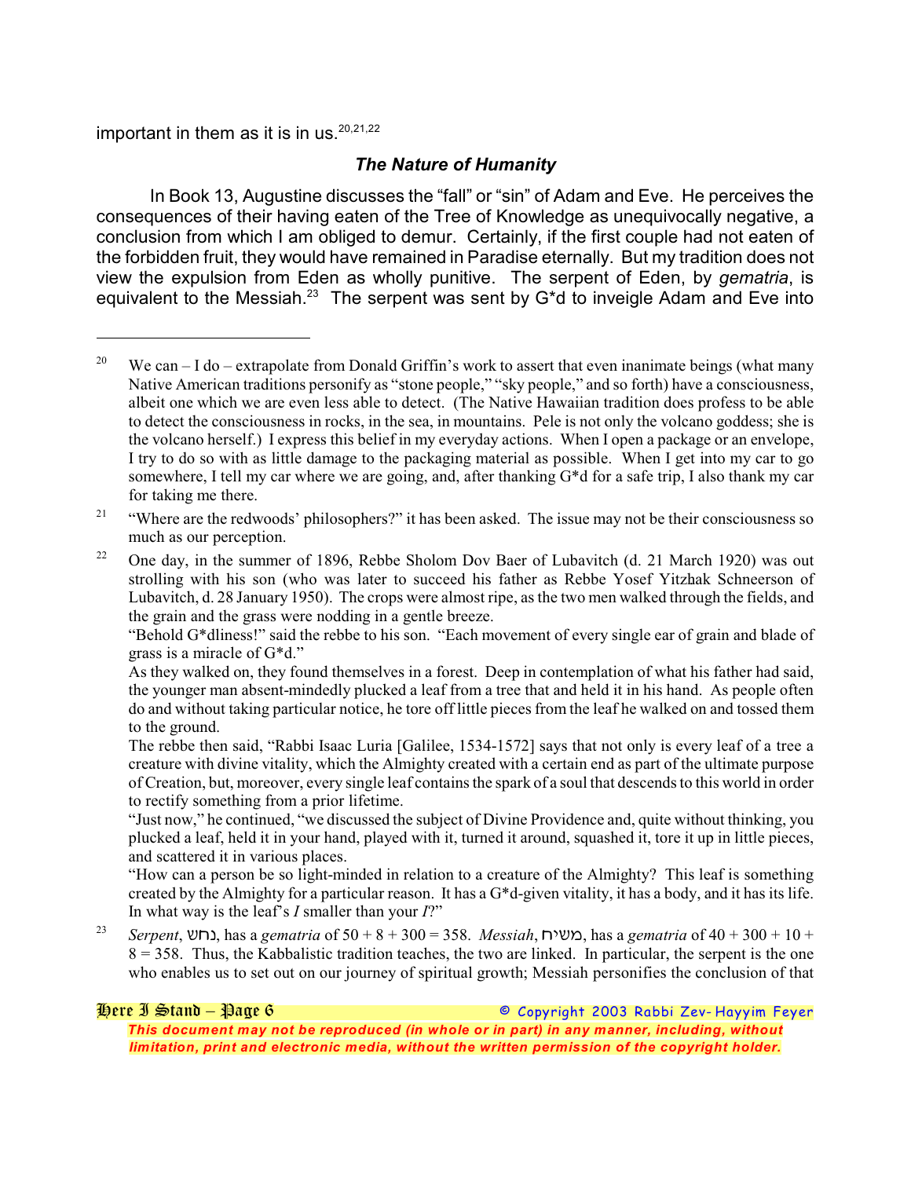important in them as it is in us.[20,21,22]

### *The Nature of Humanity*

In Book 13, Augustine discusses the "fall" or "sin" of Adam and Eve. He perceives the consequences of their having eaten of the Tree of Knowledge as unequivocally negative, a conclusion from which I am obliged to demur. Certainly, if the first couple had not eaten of the forbidden fruit, they would have remained in Paradise eternally. But my tradition does not view the expulsion from Eden as wholly punitive. The serpent of Eden, by *gematria*, is equivalent to the Messiah.[23] The serpent was sent by G*d to inveigle Adam and Eve into

---

[20] We can – I do – extrapolate from Donald Griffin's work to assert that even inanimate beings (what many Native American traditions personify as "stone people," "sky people," and so forth) have a consciousness, albeit one which we are even less able to detect. (The Native Hawaiian tradition does profess to be able to detect the consciousness in rocks, in the sea, in mountains. Pele is not only the volcano goddess; she is the volcano herself.) I express this belief in my everyday actions. When I open a package or an envelope, I try to do so with as little damage to the packaging material as possible. When I get into my car to go somewhere, I tell my car where we are going, and, after thanking G*d for a safe trip, I also thank my car for taking me there.

[21] "Where are the redwoods' philosophers?" it has been asked. The issue may not be their consciousness so much as our perception.

[22] One day, in the summer of 1896, Rebbe Sholom Dov Baer of Lubavitch (d. 21 March 1920) was out strolling with his son (who was later to succeed his father as Rebbe Yosef Yitzhak Schneerson of Lubavitch, d. 28 January 1950). The crops were almost ripe, as the two men walked through the fields, and the grain and the grass were nodding in a gentle breeze.

"Behold G*dliness!" said the rebbe to his son. "Each movement of every single ear of grain and blade of grass is a miracle of G*d."

As they walked on, they found themselves in a forest. Deep in contemplation of what his father had said, the younger man absent-mindedly plucked a leaf from a tree that and held it in his hand. As people often do and without taking particular notice, he tore off little pieces from the leaf he walked on and tossed them to the ground.

The rebbe then said, "Rabbi Isaac Luria [Galilee, 1534-1572] says that not only is every leaf of a tree a creature with divine vitality, which the Almighty created with a certain end as part of the ultimate purpose of Creation, but, moreover, every single leaf contains the spark of a soul that descends to this world in order to rectify something from a prior lifetime.

"Just now," he continued, "we discussed the subject of Divine Providence and, quite without thinking, you plucked a leaf, held it in your hand, played with it, turned it around, squashed it, tore it up in little pieces, and scattered it in various places.

"How can a person be so light-minded in relation to a creature of the Almighty? This leaf is something created by the Almighty for a particular reason. It has a G*d-given vitality, it has a body, and it has its life. In what way is the leaf's *I* smaller than your *I*?"

[23] *Serpent*, נחש, has a *gematria* of 50 + 8 + 300 = 358. *Messiah*, משיח, has a *gematria* of 40 + 300 + 10 + 8 = 358. Thus, the Kabbalistic tradition teaches, the two are linked. In particular, the serpent is the one who enables us to set out on our journey of spiritual growth; Messiah personifies the conclusion of that

**This document may not be reproduced (in whole or in part) in any manner, including, without limitation, print and electronic media, without the written permission of the copyright holder.**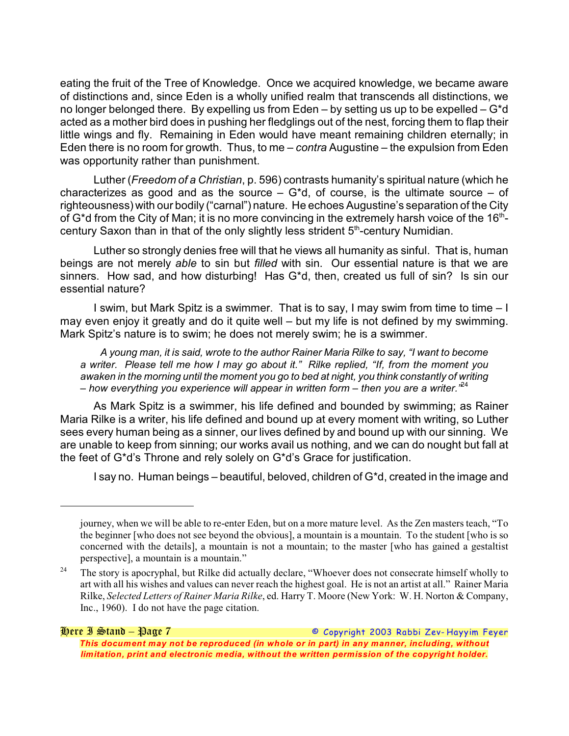eating the fruit of the Tree of Knowledge. Once we acquired knowledge, we became aware of distinctions and, since Eden is a wholly unified realm that transcends all distinctions, we no longer belonged there. By expelling us from Eden – by setting us up to be expelled – G*d acted as a mother bird does in pushing her fledglings out of the nest, forcing them to flap their little wings and fly. Remaining in Eden would have meant remaining children eternally; in Eden there is no room for growth. Thus, to me – *contra* Augustine – the expulsion from Eden was opportunity rather than punishment.

Luther (*Freedom of a Christian*, p. 596) contrasts humanity's spiritual nature (which he characterizes as good and as the source – G*d, of course, is the ultimate source – of righteousness) with our bodily ("carnal") nature. He echoes Augustine's separation of the City of G*d from the City of Man; it is no more convincing in the extremely harsh voice of the 16th-century Saxon than in that of the only slightly less strident 5th-century Numidian.

Luther so strongly denies free will that he views all humanity as sinful. That is, human beings are not merely *able* to sin but *filled* with sin. Our essential nature is that we are sinners. How sad, and how disturbing! Has G*d, then, created us full of sin? Is sin our essential nature?

I swim, but Mark Spitz is a swimmer. That is to say, I may swim from time to time – I may even enjoy it greatly and do it quite well – but my life is not defined by my swimming. Mark Spitz's nature is to swim; he does not merely swim; he is a swimmer.

> *A young man, it is said, wrote to the author Rainer Maria Rilke to say, "I want to become a writer. Please tell me how I may go about it." Rilke replied, "If, from the moment you awaken in the morning until the moment you go to bed at night, you think constantly of writing – how everything you experience will appear in written form – then you are a writer."*[24]

As Mark Spitz is a swimmer, his life defined and bounded by swimming; as Rainer Maria Rilke is a writer, his life defined and bound up at every moment with writing, so Luther sees every human being as a sinner, our lives defined by and bound up with our sinning. We are unable to keep from sinning; our works avail us nothing, and we can do nought but fall at the feet of G*d's Throne and rely solely on G*d's Grace for justification.

I say no. Human beings – beautiful, beloved, children of G*d, created in the image and

---

journey, when we will be able to re-enter Eden, but on a more mature level. As the Zen masters teach, "To the beginner [who does not see beyond the obvious], a mountain is a mountain. To the student [who is so concerned with the details], a mountain is not a mountain; to the master [who has gained a gestaltist perspective], a mountain is a mountain."

[24] The story is apocryphal, but Rilke did actually declare, "Whoever does not consecrate himself wholly to art with all his wishes and values can never reach the highest goal. He is not an artist at all." Rainer Maria Rilke, *Selected Letters of Rainer Maria Rilke*, ed. Harry T. Moore (New York: W. H. Norton & Company, Inc., 1960). I do not have the page citation.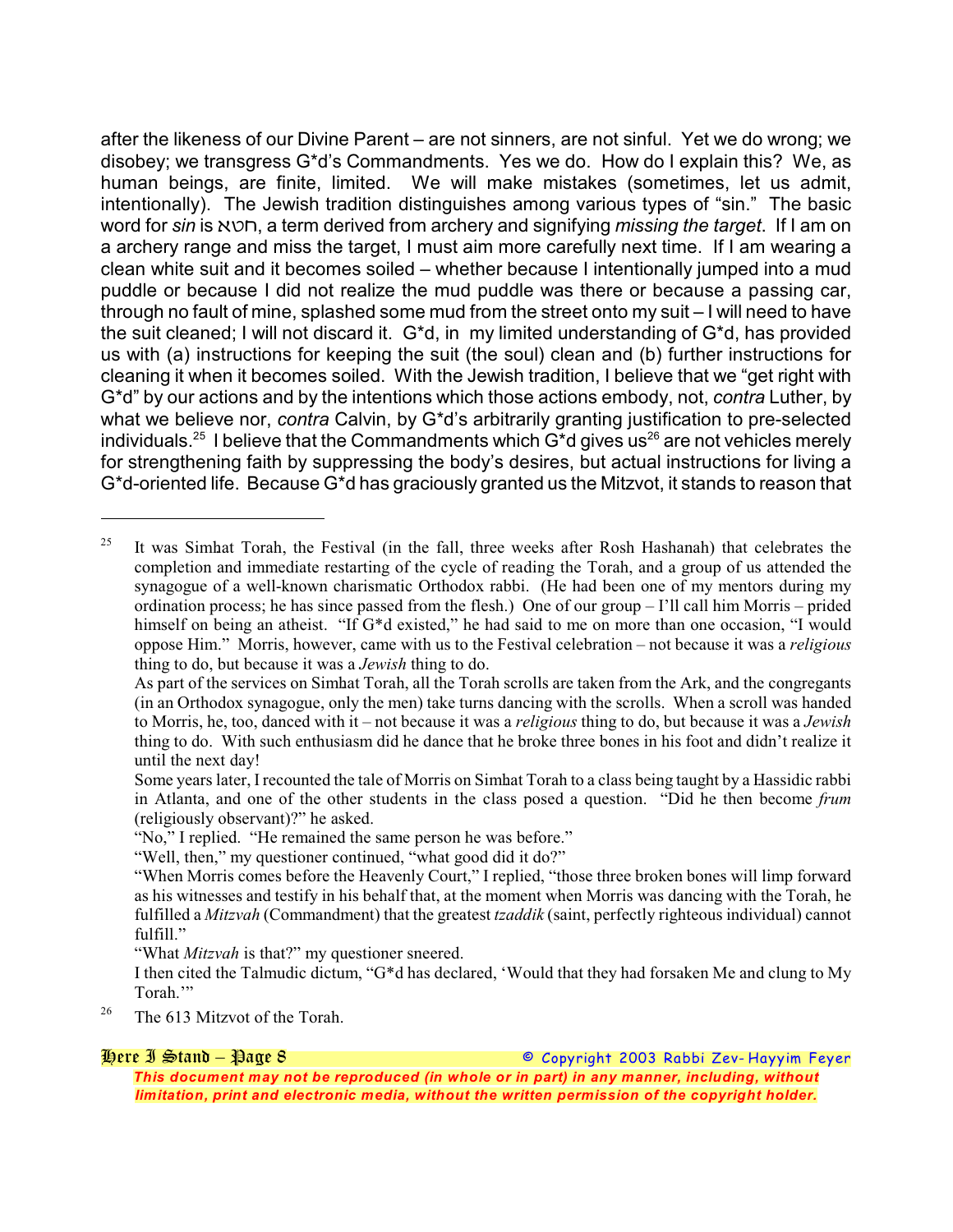after the likeness of our Divine Parent – are not sinners, are not sinful. Yet we do wrong; we disobey; we transgress G*d's Commandments. Yes we do. How do I explain this? We, as human beings, are finite, limited. We will make mistakes (sometimes, let us admit, intentionally). The Jewish tradition distinguishes among various types of "sin." The basic word for *sin* is חטא, a term derived from archery and signifying *missing the target*. If I am on a archery range and miss the target, I must aim more carefully next time. If I am wearing a clean white suit and it becomes soiled – whether because I intentionally jumped into a mud puddle or because I did not realize the mud puddle was there or because a passing car, through no fault of mine, splashed some mud from the street onto my suit – I will need to have the suit cleaned; I will not discard it. G*d, in my limited understanding of G*d, has provided us with (a) instructions for keeping the suit (the soul) clean and (b) further instructions for cleaning it when it becomes soiled. With the Jewish tradition, I believe that we "get right with G*d" by our actions and by the intentions which those actions embody, not, *contra* Luther, by what we believe nor, *contra* Calvin, by G*d's arbitrarily granting justification to pre-selected individuals.[25] I believe that the Commandments which G*d gives us[26] are not vehicles merely for strengthening faith by suppressing the body's desires, but actual instructions for living a G*d-oriented life. Because G*d has graciously granted us the Mitzvot, it stands to reason that

---

[25] It was Simhat Torah, the Festival (in the fall, three weeks after Rosh Hashanah) that celebrates the completion and immediate restarting of the cycle of reading the Torah, and a group of us attended the synagogue of a well-known charismatic Orthodox rabbi. (He had been one of my mentors during my ordination process; he has since passed from the flesh.) One of our group – I'll call him Morris – prided himself on being an atheist. "If G*d existed," he had said to me on more than one occasion, "I would oppose Him." Morris, however, came with us to the Festival celebration – not because it was a *religious* thing to do, but because it was a *Jewish* thing to do.

As part of the services on Simhat Torah, all the Torah scrolls are taken from the Ark, and the congregants (in an Orthodox synagogue, only the men) take turns dancing with the scrolls. When a scroll was handed to Morris, he, too, danced with it – not because it was a *religious* thing to do, but because it was a *Jewish* thing to do. With such enthusiasm did he dance that he broke three bones in his foot and didn't realize it until the next day!

Some years later, I recounted the tale of Morris on Simhat Torah to a class being taught by a Hassidic rabbi in Atlanta, and one of the other students in the class posed a question. "Did he then become *frum* (religiously observant)?" he asked.

"No," I replied. "He remained the same person he was before."

"Well, then," my questioner continued, "what good did it do?"

"When Morris comes before the Heavenly Court," I replied, "those three broken bones will limp forward as his witnesses and testify in his behalf that, at the moment when Morris was dancing with the Torah, he fulfilled a *Mitzvah* (Commandment) that the greatest *tzaddik* (saint, perfectly righteous individual) cannot fulfill."

"What *Mitzvah* is that?" my questioner sneered.

I then cited the Talmudic dictum, "G*d has declared, 'Would that they had forsaken Me and clung to My Torah.'"

[26] The 613 Mitzvot of the Torah.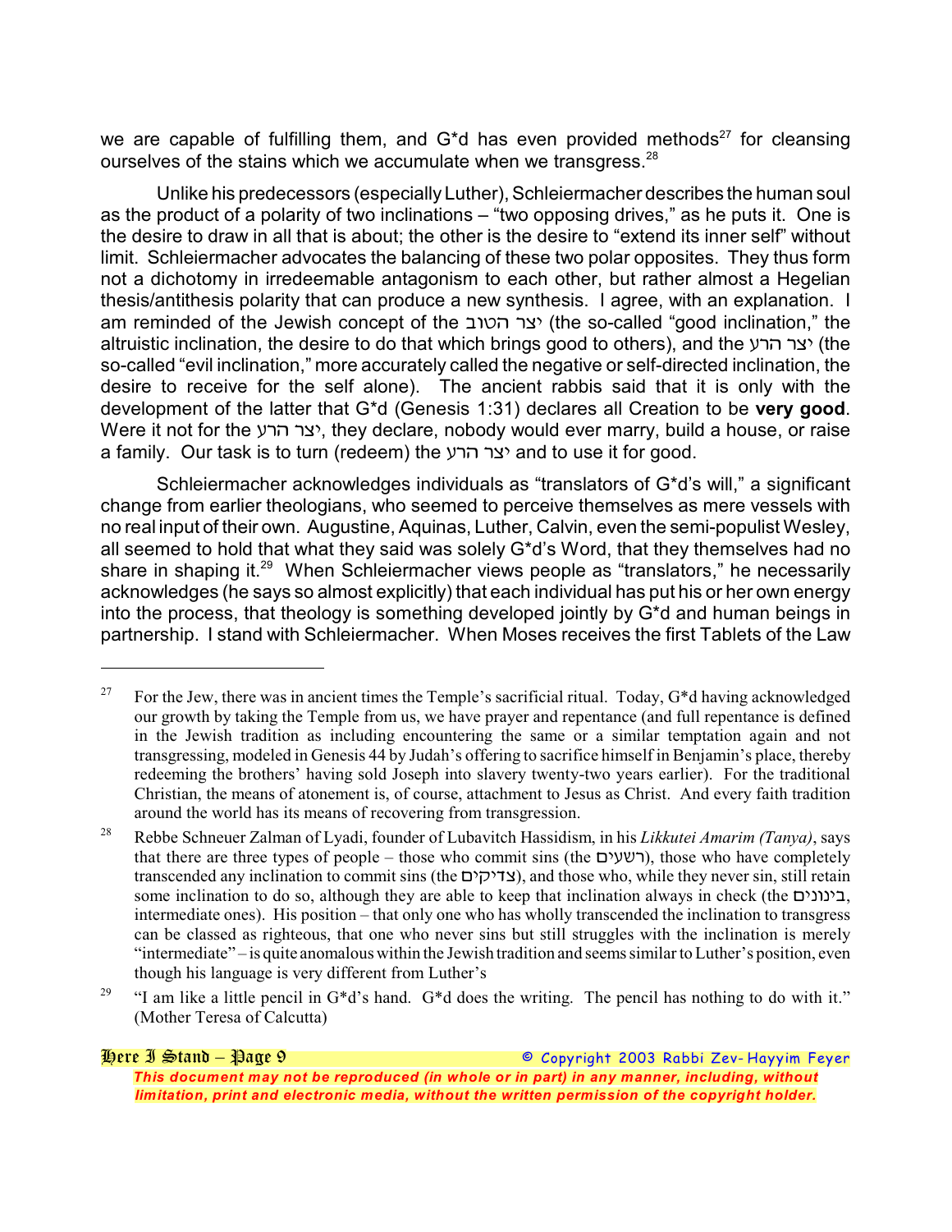we are capable of fulfilling them, and G*d has even provided methods[27] for cleansing ourselves of the stains which we accumulate when we transgress.[28]

Unlike his predecessors (especially Luther), Schleiermacher describes the human soul as the product of a polarity of two inclinations – "two opposing drives," as he puts it. One is the desire to draw in all that is about; the other is the desire to "extend its inner self" without limit. Schleiermacher advocates the balancing of these two polar opposites. They thus form not a dichotomy in irredeemable antagonism to each other, but rather almost a Hegelian thesis/antithesis polarity that can produce a new synthesis. I agree, with an explanation. I am reminded of the Jewish concept of the יצר הטוב (the so-called "good inclination," the altruistic inclination, the desire to do that which brings good to others), and the יצר הרע (the so-called "evil inclination," more accurately called the negative or self-directed inclination, the desire to receive for the self alone). The ancient rabbis said that it is only with the development of the latter that G*d (Genesis 1:31) declares all Creation to be **very good**. Were it not for the יצר הרע, they declare, nobody would ever marry, build a house, or raise a family. Our task is to turn (redeem) the יצר הרע and to use it for good.

Schleiermacher acknowledges individuals as "translators of G*d's will," a significant change from earlier theologians, who seemed to perceive themselves as mere vessels with no real input of their own. Augustine, Aquinas, Luther, Calvin, even the semi-populist Wesley, all seemed to hold that what they said was solely G*d's Word, that they themselves had no share in shaping it.[29] When Schleiermacher views people as "translators," he necessarily acknowledges (he says so almost explicitly) that each individual has put his or her own energy into the process, that theology is something developed jointly by G*d and human beings in partnership. I stand with Schleiermacher. When Moses receives the first Tablets of the Law

---

[27] For the Jew, there was in ancient times the Temple's sacrificial ritual. Today, G*d having acknowledged our growth by taking the Temple from us, we have prayer and repentance (and full repentance is defined in the Jewish tradition as including encountering the same or a similar temptation again and not transgressing, modeled in Genesis 44 by Judah's offering to sacrifice himself in Benjamin's place, thereby redeeming the brothers' having sold Joseph into slavery twenty-two years earlier). For the traditional Christian, the means of atonement is, of course, attachment to Jesus as Christ. And every faith tradition around the world has its means of recovering from transgression.

[28] Rebbe Schneuer Zalman of Lyadi, founder of Lubavitch Hassidism, in his *Likkutei Amarim (Tanya)*, says that there are three types of people – those who commit sins (the רשעים), those who have completely transcended any inclination to commit sins (the צדיקים), and those who, while they never sin, still retain some inclination to do so, although they are able to keep that inclination always in check (the בינונים, intermediate ones). His position – that only one who has wholly transcended the inclination to transgress can be classed as righteous, that one who never sins but still struggles with the inclination is merely "intermediate" – is quite anomalous within the Jewish tradition and seems similar to Luther's position, even though his language is very different from Luther's

[29] "I am like a little pencil in G*d's hand. G*d does the writing. The pencil has nothing to do with it." (Mother Teresa of Calcutta)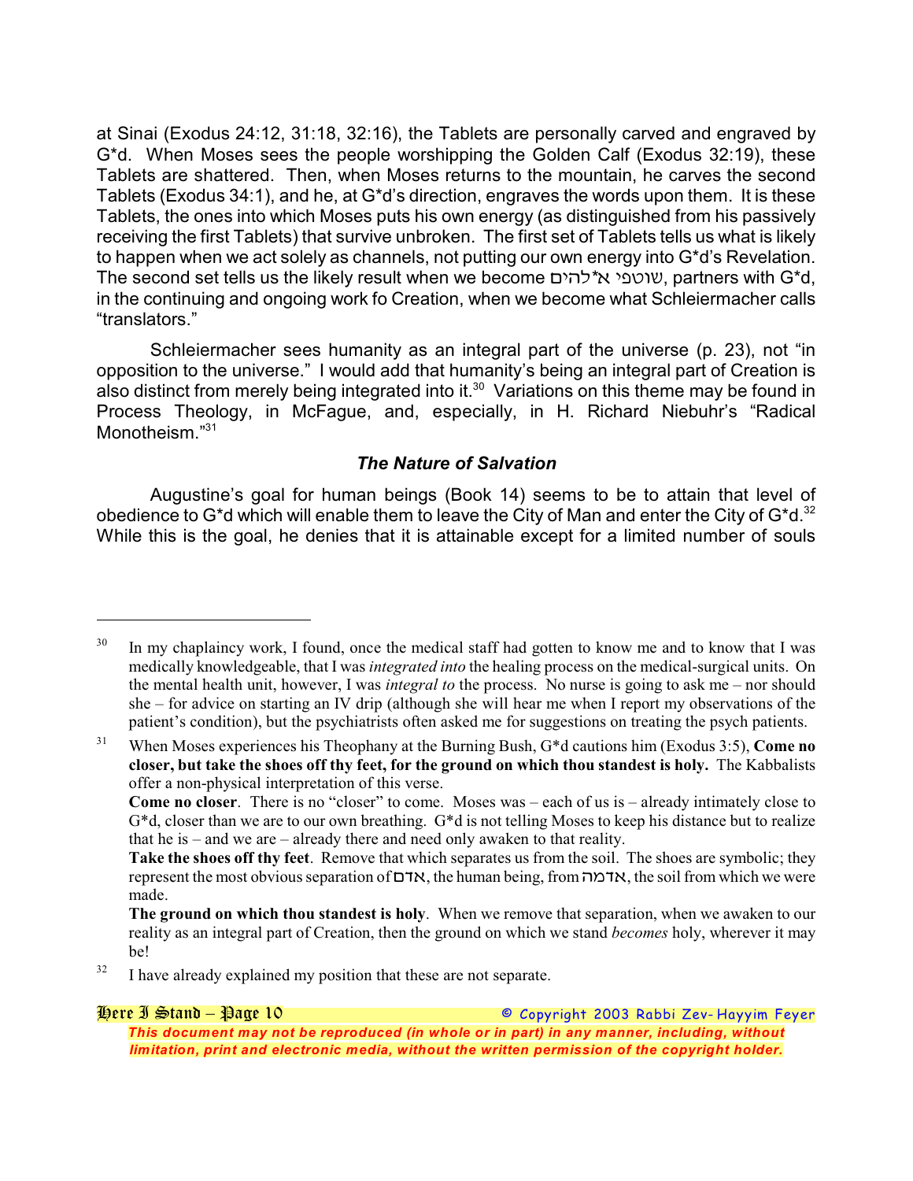at Sinai (Exodus 24:12, 31:18, 32:16), the Tablets are personally carved and engraved by G*d. When Moses sees the people worshipping the Golden Calf (Exodus 32:19), these Tablets are shattered. Then, when Moses returns to the mountain, he carves the second Tablets (Exodus 34:1), and he, at G*d's direction, engraves the words upon them. It is these Tablets, the ones into which Moses puts his own energy (as distinguished from his passively receiving the first Tablets) that survive unbroken. The first set of Tablets tells us what is likely to happen when we act solely as channels, not putting our own energy into G*d's Revelation. The second set tells us the likely result when we become שוטפי א*להים, partners with G*d, in the continuing and ongoing work fo Creation, when we become what Schleiermacher calls "translators."

Schleiermacher sees humanity as an integral part of the universe (p. 23), not "in opposition to the universe." I would add that humanity's being an integral part of Creation is also distinct from merely being integrated into it.[30] Variations on this theme may be found in Process Theology, in McFague, and, especially, in H. Richard Niebuhr's "Radical Monotheism."[31]

### *The Nature of Salvation*

Augustine's goal for human beings (Book 14) seems to be to attain that level of obedience to G*d which will enable them to leave the City of Man and enter the City of G*d.[32] While this is the goal, he denies that it is attainable except for a limited number of souls

---

[30] In my chaplaincy work, I found, once the medical staff had gotten to know me and to know that I was medically knowledgeable, that I was *integrated into* the healing process on the medical-surgical units. On the mental health unit, however, I was *integral to* the process. No nurse is going to ask me – nor should she – for advice on starting an IV drip (although she will hear me when I report my observations of the patient's condition), but the psychiatrists often asked me for suggestions on treating the psych patients.

[31] When Moses experiences his Theophany at the Burning Bush, G*d cautions him (Exodus 3:5), **Come no closer, but take the shoes off thy feet, for the ground on which thou standest is holy.** The Kabbalists offer a non-physical interpretation of this verse.

**Come no closer**. There is no "closer" to come. Moses was – each of us is – already intimately close to G*d, closer than we are to our own breathing. G*d is not telling Moses to keep his distance but to realize that he is – and we are – already there and need only awaken to that reality.

**Take the shoes off thy feet**. Remove that which separates us from the soil. The shoes are symbolic; they represent the most obvious separation of אדם, the human being, from אדמה, the soil from which we were made.

**The ground on which thou standest is holy**. When we remove that separation, when we awaken to our reality as an integral part of Creation, then the ground on which we stand *becomes* holy, wherever it may be!

[32] I have already explained my position that these are not separate.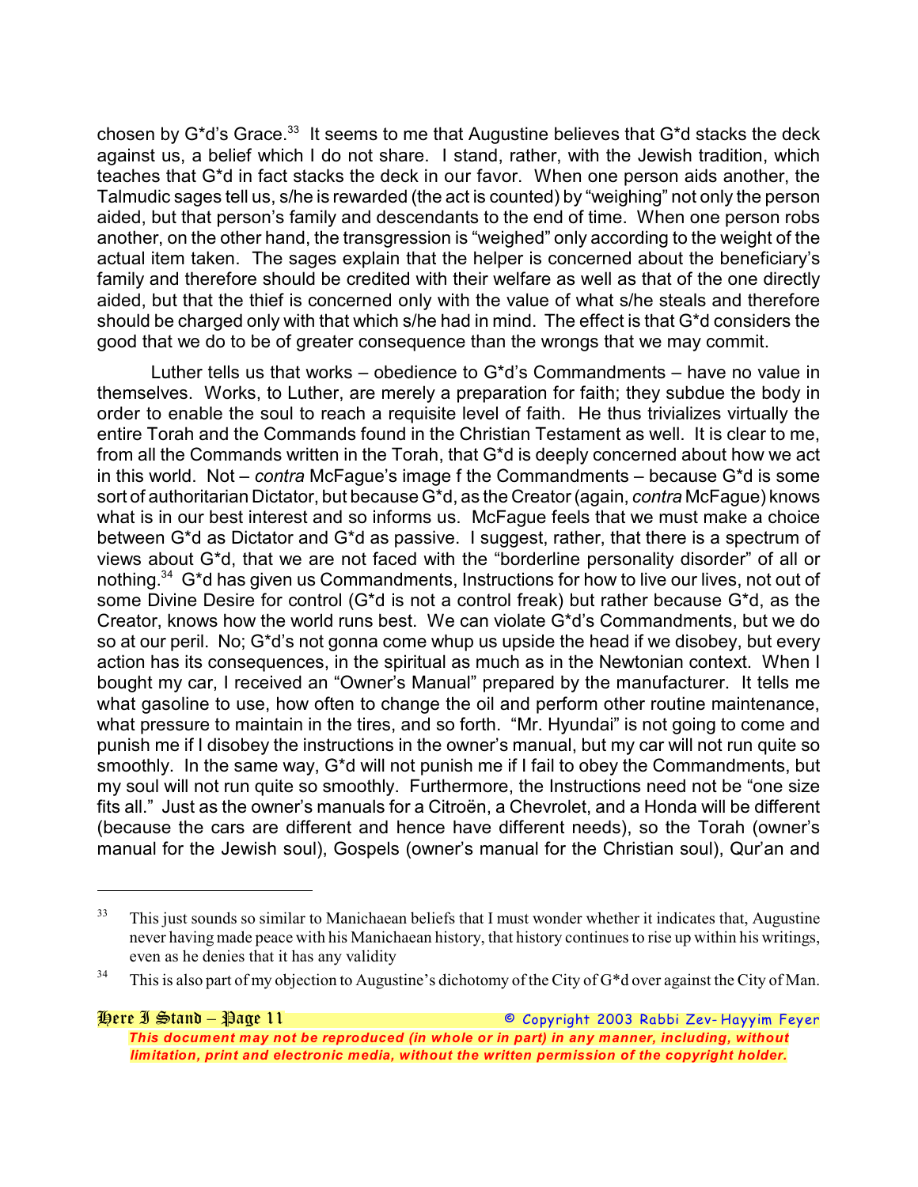chosen by G*d's Grace.[33] It seems to me that Augustine believes that G*d stacks the deck against us, a belief which I do not share. I stand, rather, with the Jewish tradition, which teaches that G*d in fact stacks the deck in our favor. When one person aids another, the Talmudic sages tell us, s/he is rewarded (the act is counted) by "weighing" not only the person aided, but that person's family and descendants to the end of time. When one person robs another, on the other hand, the transgression is "weighed" only according to the weight of the actual item taken. The sages explain that the helper is concerned about the beneficiary's family and therefore should be credited with their welfare as well as that of the one directly aided, but that the thief is concerned only with the value of what s/he steals and therefore should be charged only with that which s/he had in mind. The effect is that G*d considers the good that we do to be of greater consequence than the wrongs that we may commit.

Luther tells us that works – obedience to G*d's Commandments – have no value in themselves. Works, to Luther, are merely a preparation for faith; they subdue the body in order to enable the soul to reach a requisite level of faith. He thus trivializes virtually the entire Torah and the Commands found in the Christian Testament as well. It is clear to me, from all the Commands written in the Torah, that G*d is deeply concerned about how we act in this world. Not – *contra* McFague's image f the Commandments – because G*d is some sort of authoritarian Dictator, but because G*d, as the Creator (again, *contra* McFague) knows what is in our best interest and so informs us. McFague feels that we must make a choice between G*d as Dictator and G*d as passive. I suggest, rather, that there is a spectrum of views about G*d, that we are not faced with the "borderline personality disorder" of all or nothing.[34] G*d has given us Commandments, Instructions for how to live our lives, not out of some Divine Desire for control (G*d is not a control freak) but rather because G*d, as the Creator, knows how the world runs best. We can violate G*d's Commandments, but we do so at our peril. No; G*d's not gonna come whup us upside the head if we disobey, but every action has its consequences, in the spiritual as much as in the Newtonian context. When I bought my car, I received an "Owner's Manual" prepared by the manufacturer. It tells me what gasoline to use, how often to change the oil and perform other routine maintenance, what pressure to maintain in the tires, and so forth. "Mr. Hyundai" is not going to come and punish me if I disobey the instructions in the owner's manual, but my car will not run quite so smoothly. In the same way, G*d will not punish me if I fail to obey the Commandments, but my soul will not run quite so smoothly. Furthermore, the Instructions need not be "one size fits all." Just as the owner's manuals for a Citroën, a Chevrolet, and a Honda will be different (because the cars are different and hence have different needs), so the Torah (owner's manual for the Jewish soul), Gospels (owner's manual for the Christian soul), Qur'an and

---

[33] This just sounds so similar to Manichaean beliefs that I must wonder whether it indicates that, Augustine never having made peace with his Manichaean history, that history continues to rise up within his writings, even as he denies that it has any validity

[34] This is also part of my objection to Augustine's dichotomy of the City of G*d over against the City of Man.

© Copyright 2003 Rabbi Zev-Hayyim Feyer
*This document may not be reproduced (in whole or in part) in any manner, including, without limitation, print and electronic media, without the written permission of the copyright holder.*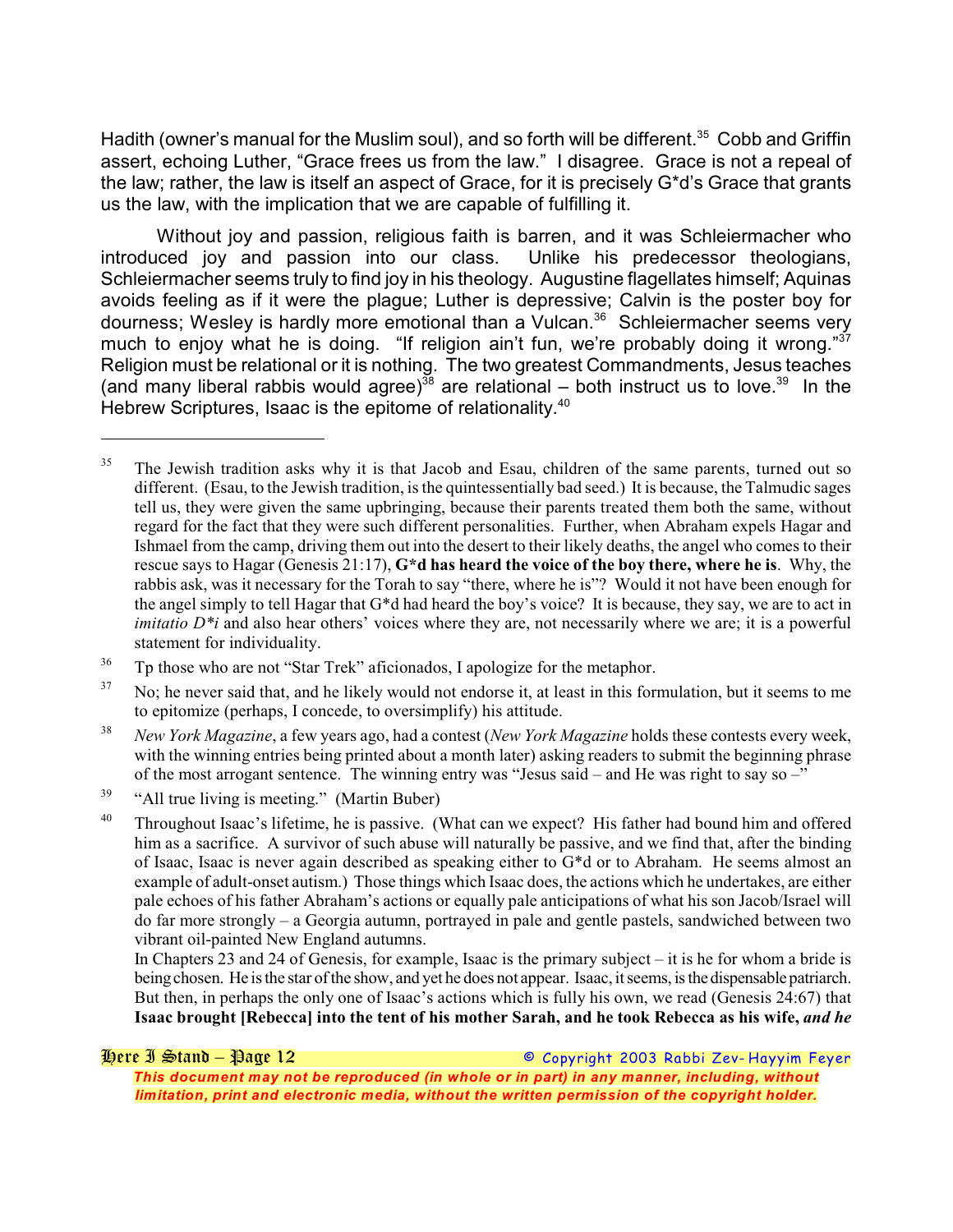Hadith (owner's manual for the Muslim soul), and so forth will be different.[35] Cobb and Griffin assert, echoing Luther, "Grace frees us from the law." I disagree. Grace is not a repeal of the law; rather, the law is itself an aspect of Grace, for it is precisely G*d's Grace that grants us the law, with the implication that we are capable of fulfilling it.

Without joy and passion, religious faith is barren, and it was Schleiermacher who introduced joy and passion into our class. Unlike his predecessor theologians, Schleiermacher seems truly to find joy in his theology. Augustine flagellates himself; Aquinas avoids feeling as if it were the plague; Luther is depressive; Calvin is the poster boy for dourness; Wesley is hardly more emotional than a Vulcan.[36] Schleiermacher seems very much to enjoy what he is doing. "If religion ain't fun, we're probably doing it wrong."[37] Religion must be relational or it is nothing. The two greatest Commandments, Jesus teaches (and many liberal rabbis would agree)[38] are relational – both instruct us to love.[39] In the Hebrew Scriptures, Isaac is the epitome of relationality.[40]

---

[35] The Jewish tradition asks why it is that Jacob and Esau, children of the same parents, turned out so different. (Esau, to the Jewish tradition, is the quintessentially bad seed.) It is because, the Talmudic sages tell us, they were given the same upbringing, because their parents treated them both the same, without regard for the fact that they were such different personalities. Further, when Abraham expels Hagar and Ishmael from the camp, driving them out into the desert to their likely deaths, the angel who comes to their rescue says to Hagar (Genesis 21:17), **G*d has heard the voice of the boy there, where he is**. Why, the rabbis ask, was it necessary for the Torah to say "there, where he is"? Would it not have been enough for the angel simply to tell Hagar that G*d had heard the boy's voice? It is because, they say, we are to act in *imitatio D*i* and also hear others' voices where they are, not necessarily where we are; it is a powerful statement for individuality.

[36] Tp those who are not "Star Trek" aficionados, I apologize for the metaphor.

[37] No; he never said that, and he likely would not endorse it, at least in this formulation, but it seems to me to epitomize (perhaps, I concede, to oversimplify) his attitude.

[38] *New York Magazine*, a few years ago, had a contest (*New York Magazine* holds these contests every week, with the winning entries being printed about a month later) asking readers to submit the beginning phrase of the most arrogant sentence. The winning entry was "Jesus said – and He was right to say so –"

[39] "All true living is meeting." (Martin Buber)

[40] Throughout Isaac's lifetime, he is passive. (What can we expect? His father had bound him and offered him as a sacrifice. A survivor of such abuse will naturally be passive, and we find that, after the binding of Isaac, Isaac is never again described as speaking either to G*d or to Abraham. He seems almost an example of adult-onset autism.) Those things which Isaac does, the actions which he undertakes, are either pale echoes of his father Abraham's actions or equally pale anticipations of what his son Jacob/Israel will do far more strongly – a Georgia autumn, portrayed in pale and gentle pastels, sandwiched between two vibrant oil-painted New England autumns.

In Chapters 23 and 24 of Genesis, for example, Isaac is the primary subject – it is he for whom a bride is being chosen. He is the star of the show, and yet he does not appear. Isaac, it seems, is the dispensable patriarch. But then, in perhaps the only one of Isaac's actions which is fully his own, we read (Genesis 24:67) that **Isaac brought [Rebecca] into the tent of his mother Sarah, and he took Rebecca as his wife, *and he***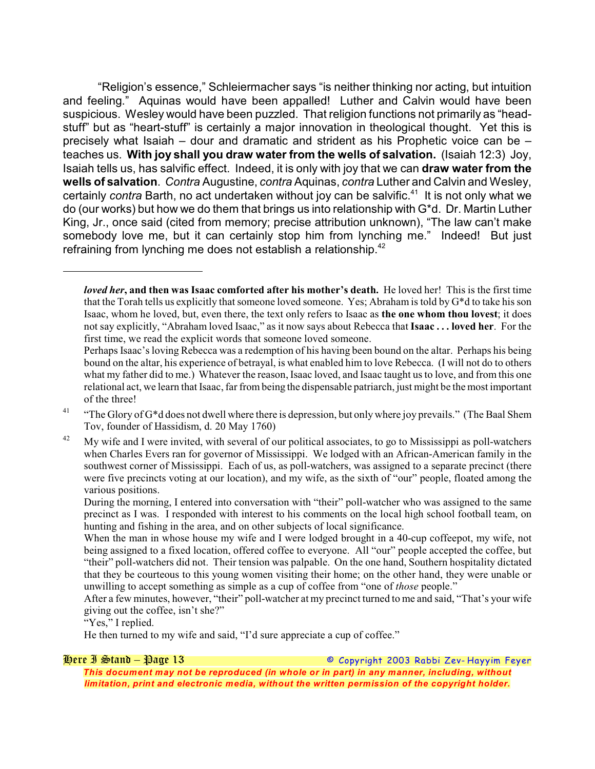"Religion's essence," Schleiermacher says "is neither thinking nor acting, but intuition and feeling." Aquinas would have been appalled! Luther and Calvin would have been suspicious. Wesley would have been puzzled. That religion functions not primarily as "head-stuff" but as "heart-stuff" is certainly a major innovation in theological thought. Yet this is precisely what Isaiah – dour and dramatic and strident as his Prophetic voice can be – teaches us. **With joy shall you draw water from the wells of salvation.** (Isaiah 12:3) Joy, Isaiah tells us, has salvific effect. Indeed, it is only with joy that we can **draw water from the wells of salvation**. *Contra* Augustine, *contra* Aquinas, *contra* Luther and Calvin and Wesley, certainly *contra* Barth, no act undertaken without joy can be salvific.[41] It is not only what we do (our works) but how we do them that brings us into relationship with G*d. Dr. Martin Luther King, Jr., once said (cited from memory; precise attribution unknown), "The law can't make somebody love me, but it can certainly stop him from lynching me." Indeed! But just refraining from lynching me does not establish a relationship.[42]

---

***loved her*, and then was Isaac comforted after his mother's death.** He loved her! This is the first time that the Torah tells us explicitly that someone loved someone. Yes; Abraham is told by G*d to take his son Isaac, whom he loved, but, even there, the text only refers to Isaac as **the one whom thou lovest**; it does not say explicitly, "Abraham loved Isaac," as it now says about Rebecca that **Isaac . . . loved her**. For the first time, we read the explicit words that someone loved someone.

Perhaps Isaac's loving Rebecca was a redemption of his having been bound on the altar. Perhaps his being bound on the altar, his experience of betrayal, is what enabled him to love Rebecca. (I will not do to others what my father did to me.) Whatever the reason, Isaac loved, and Isaac taught us to love, and from this one relational act, we learn that Isaac, far from being the dispensable patriarch, just might be the most important of the three!

[41] "The Glory of G*d does not dwell where there is depression, but only where joy prevails." (The Baal Shem Tov, founder of Hassidism, d. 20 May 1760)

[42] My wife and I were invited, with several of our political associates, to go to Mississippi as poll-watchers when Charles Evers ran for governor of Mississippi. We lodged with an African-American family in the southwest corner of Mississippi. Each of us, as poll-watchers, was assigned to a separate precinct (there were five precincts voting at our location), and my wife, as the sixth of "our" people, floated among the various positions.

During the morning, I entered into conversation with "their" poll-watcher who was assigned to the same precinct as I was. I responded with interest to his comments on the local high school football team, on hunting and fishing in the area, and on other subjects of local significance.

When the man in whose house my wife and I were lodged brought in a 40-cup coffeepot, my wife, not being assigned to a fixed location, offered coffee to everyone. All "our" people accepted the coffee, but "their" poll-watchers did not. Their tension was palpable. On the one hand, Southern hospitality dictated that they be courteous to this young women visiting their home; on the other hand, they were unable or unwilling to accept something as simple as a cup of coffee from "one of *those* people."

After a few minutes, however, "their" poll-watcher at my precinct turned to me and said, "That's your wife giving out the coffee, isn't she?"

"Yes," I replied.

He then turned to my wife and said, "I'd sure appreciate a cup of coffee."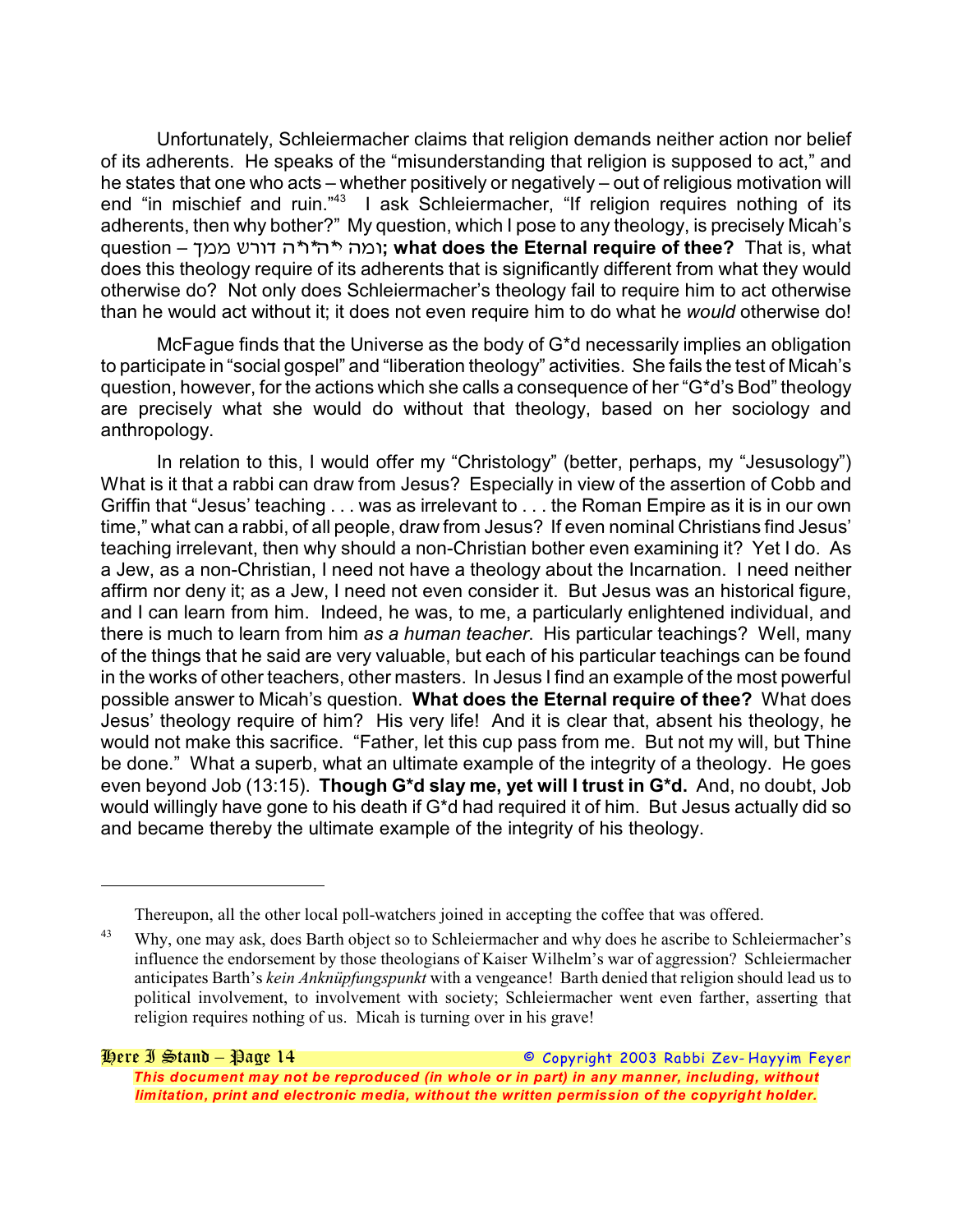Unfortunately, Schleiermacher claims that religion demands neither action nor belief of its adherents. He speaks of the "misunderstanding that religion is supposed to act," and he states that one who acts – whether positively or negatively – out of religious motivation will end "in mischief and ruin."[43] I ask Schleiermacher, "If religion requires nothing of its adherents, then why bother?" My question, which I pose to any theology, is precisely Micah's question – ומה י*ה*ו*ה דורש ממך**; what does the Eternal require of thee?** That is, what does this theology require of its adherents that is significantly different from what they would otherwise do? Not only does Schleiermacher's theology fail to require him to act otherwise than he would act without it; it does not even require him to do what he *would* otherwise do!

McFague finds that the Universe as the body of G*d necessarily implies an obligation to participate in "social gospel" and "liberation theology" activities. She fails the test of Micah's question, however, for the actions which she calls a consequence of her "G*d's Bod" theology are precisely what she would do without that theology, based on her sociology and anthropology.

In relation to this, I would offer my "Christology" (better, perhaps, my "Jesusology") What is it that a rabbi can draw from Jesus? Especially in view of the assertion of Cobb and Griffin that "Jesus' teaching . . . was as irrelevant to . . . the Roman Empire as it is in our own time," what can a rabbi, of all people, draw from Jesus? If even nominal Christians find Jesus' teaching irrelevant, then why should a non-Christian bother even examining it? Yet I do. As a Jew, as a non-Christian, I need not have a theology about the Incarnation. I need neither affirm nor deny it; as a Jew, I need not even consider it. But Jesus was an historical figure, and I can learn from him. Indeed, he was, to me, a particularly enlightened individual, and there is much to learn from him *as a human teacher*. His particular teachings? Well, many of the things that he said are very valuable, but each of his particular teachings can be found in the works of other teachers, other masters. In Jesus I find an example of the most powerful possible answer to Micah's question. **What does the Eternal require of thee?** What does Jesus' theology require of him? His very life! And it is clear that, absent his theology, he would not make this sacrifice. "Father, let this cup pass from me. But not my will, but Thine be done." What a superb, what an ultimate example of the integrity of a theology. He goes even beyond Job (13:15). **Though G*d slay me, yet will I trust in G*d.** And, no doubt, Job would willingly have gone to his death if G*d had required it of him. But Jesus actually did so and became thereby the ultimate example of the integrity of his theology.

---

Thereupon, all the other local poll-watchers joined in accepting the coffee that was offered.

[43] Why, one may ask, does Barth object so to Schleiermacher and why does he ascribe to Schleiermacher's influence the endorsement by those theologians of Kaiser Wilhelm's war of aggression? Schleiermacher anticipates Barth's *kein Anknüpfungspunkt* with a vengeance! Barth denied that religion should lead us to political involvement, to involvement with society; Schleiermacher went even farther, asserting that religion requires nothing of us. Micah is turning over in his grave!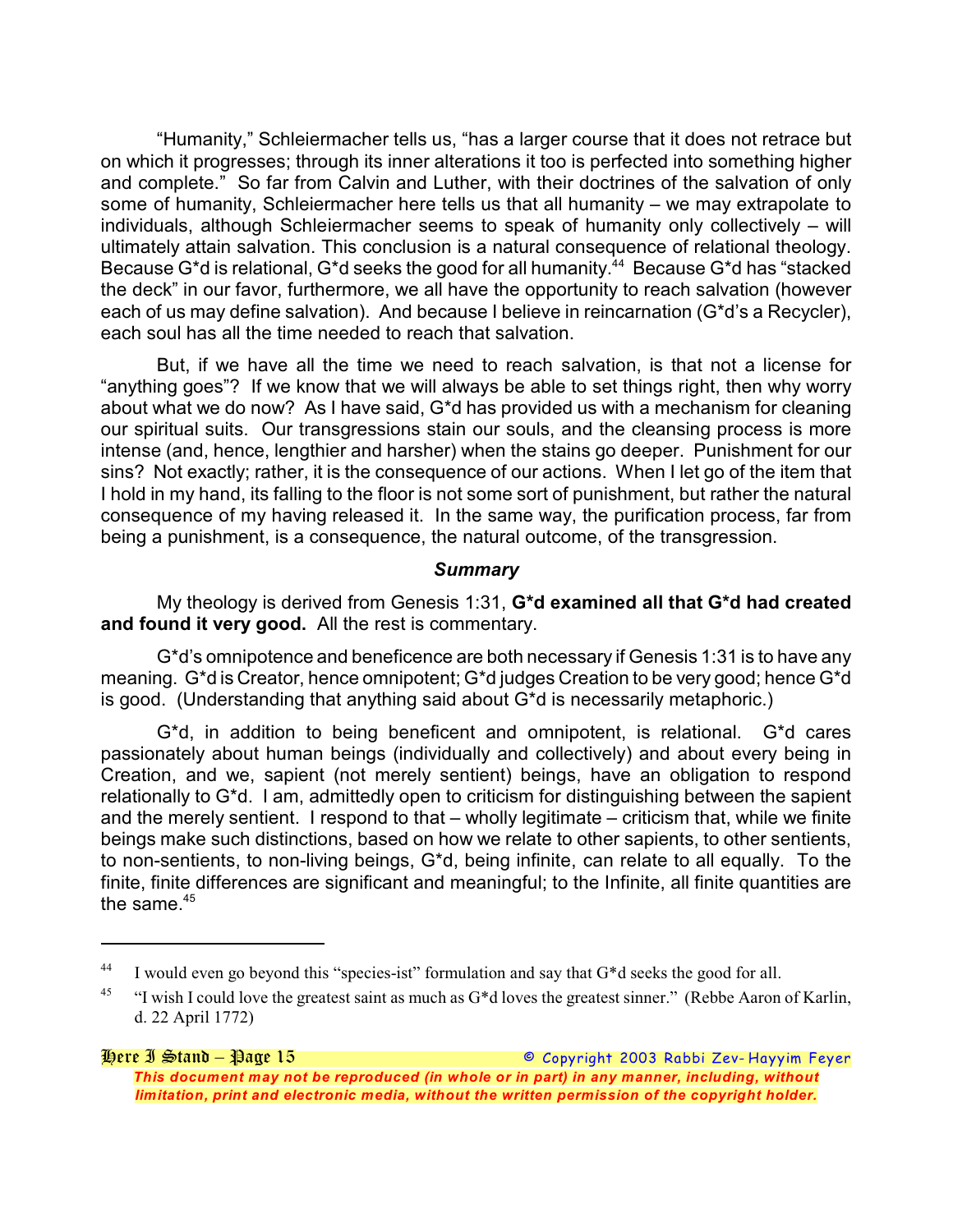"Humanity," Schleiermacher tells us, "has a larger course that it does not retrace but on which it progresses; through its inner alterations it too is perfected into something higher and complete." So far from Calvin and Luther, with their doctrines of the salvation of only some of humanity, Schleiermacher here tells us that all humanity – we may extrapolate to individuals, although Schleiermacher seems to speak of humanity only collectively – will ultimately attain salvation. This conclusion is a natural consequence of relational theology. Because G*d is relational, G*d seeks the good for all humanity.[44] Because G*d has "stacked the deck" in our favor, furthermore, we all have the opportunity to reach salvation (however each of us may define salvation). And because I believe in reincarnation (G*d's a Recycler), each soul has all the time needed to reach that salvation.

But, if we have all the time we need to reach salvation, is that not a license for "anything goes"? If we know that we will always be able to set things right, then why worry about what we do now? As I have said, G*d has provided us with a mechanism for cleaning our spiritual suits. Our transgressions stain our souls, and the cleansing process is more intense (and, hence, lengthier and harsher) when the stains go deeper. Punishment for our sins? Not exactly; rather, it is the consequence of our actions. When I let go of the item that I hold in my hand, its falling to the floor is not some sort of punishment, but rather the natural consequence of my having released it. In the same way, the purification process, far from being a punishment, is a consequence, the natural outcome, of the transgression.

### ***Summary***

My theology is derived from Genesis 1:31, **G*d examined all that G*d had created and found it very good.** All the rest is commentary.

G*d's omnipotence and beneficence are both necessary if Genesis 1:31 is to have any meaning. G*d is Creator, hence omnipotent; G*d judges Creation to be very good; hence G*d is good. (Understanding that anything said about G*d is necessarily metaphoric.)

G*d, in addition to being beneficent and omnipotent, is relational. G*d cares passionately about human beings (individually and collectively) and about every being in Creation, and we, sapient (not merely sentient) beings, have an obligation to respond relationally to G*d. I am, admittedly open to criticism for distinguishing between the sapient and the merely sentient. I respond to that – wholly legitimate – criticism that, while we finite beings make such distinctions, based on how we relate to other sapients, to other sentients, to non-sentients, to non-living beings, G*d, being infinite, can relate to all equally. To the finite, finite differences are significant and meaningful; to the Infinite, all finite quantities are the same.[45]

---

[44] I would even go beyond this "species-ist" formulation and say that G*d seeks the good for all.

[45] "I wish I could love the greatest saint as much as G*d loves the greatest sinner." (Rebbe Aaron of Karlin, d. 22 April 1772)

*This document may not be reproduced (in whole or in part) in any manner, including, without limitation, print and electronic media, without the written permission of the copyright holder.*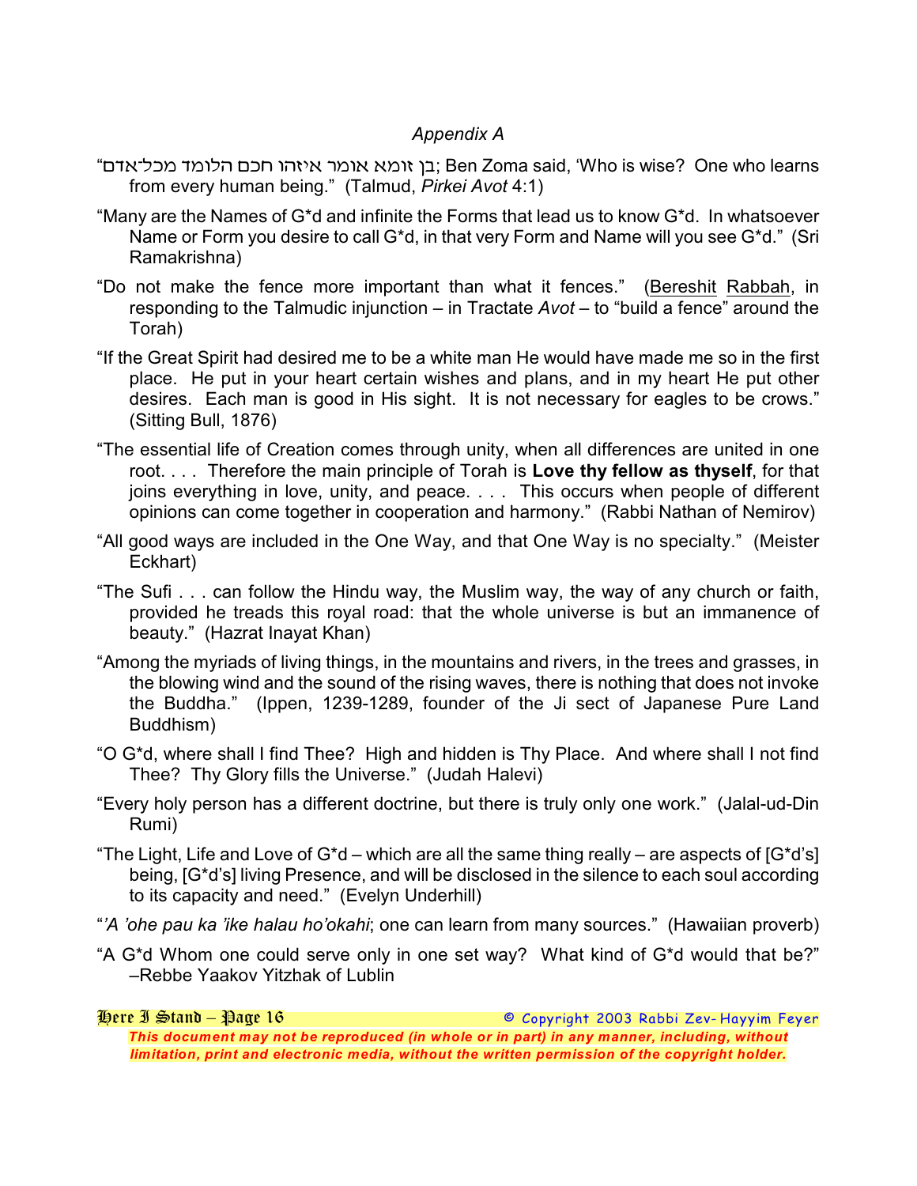*Appendix A*

"בן זומא אומר איזהו חכם הלומד מכל־אדם; Ben Zoma said, 'Who is wise? One who learns from every human being." (Talmud, *Pirkei Avot* 4:1)

"Many are the Names of G*d and infinite the Forms that lead us to know G*d. In whatsoever Name or Form you desire to call G*d, in that very Form and Name will you see G*d." (Sri Ramakrishna)

"Do not make the fence more important than what it fences." (Bereshit Rabbah, in responding to the Talmudic injunction – in Tractate *Avot* – to "build a fence" around the Torah)

"If the Great Spirit had desired me to be a white man He would have made me so in the first place. He put in your heart certain wishes and plans, and in my heart He put other desires. Each man is good in His sight. It is not necessary for eagles to be crows." (Sitting Bull, 1876)

"The essential life of Creation comes through unity, when all differences are united in one root. . . . Therefore the main principle of Torah is **Love thy fellow as thyself**, for that joins everything in love, unity, and peace. . . . This occurs when people of different opinions can come together in cooperation and harmony." (Rabbi Nathan of Nemirov)

"All good ways are included in the One Way, and that One Way is no specialty." (Meister Eckhart)

"The Sufi . . . can follow the Hindu way, the Muslim way, the way of any church or faith, provided he treads this royal road: that the whole universe is but an immanence of beauty." (Hazrat Inayat Khan)

"Among the myriads of living things, in the mountains and rivers, in the trees and grasses, in the blowing wind and the sound of the rising waves, there is nothing that does not invoke the Buddha." (Ippen, 1239-1289, founder of the Ji sect of Japanese Pure Land Buddhism)

"O G*d, where shall I find Thee? High and hidden is Thy Place. And where shall I not find Thee? Thy Glory fills the Universe." (Judah Halevi)

"Every holy person has a different doctrine, but there is truly only one work." (Jalal-ud-Din Rumi)

"The Light, Life and Love of G*d – which are all the same thing really – are aspects of [G*d's] being, [G*d's] living Presence, and will be disclosed in the silence to each soul according to its capacity and need." (Evelyn Underhill)

"*'A 'ohe pau ka 'ike halau ho'okahi*; one can learn from many sources." (Hawaiian proverb)

"A G*d Whom one could serve only in one set way? What kind of G*d would that be?" –Rebbe Yaakov Yitzhak of Lublin

© Copyright 2003 Rabbi Zev-Hayyim Feyer

*This document may not be reproduced (in whole or in part) in any manner, including, without limitation, print and electronic media, without the written permission of the copyright holder.*